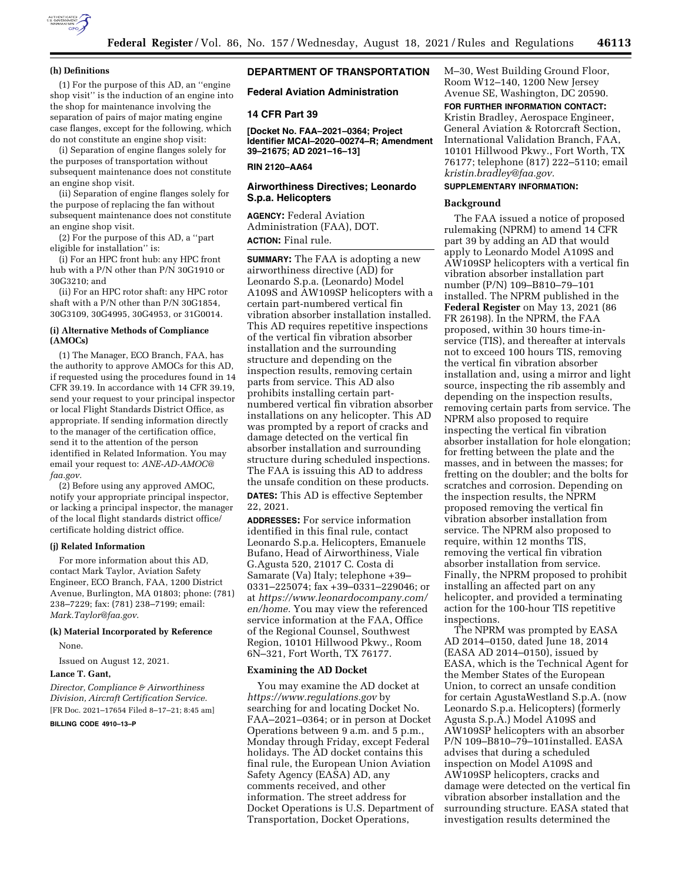**(h) Definitions**

(1) For the purpose of this AD, an ''engine shop visit'' is the induction of an engine into the shop for maintenance involving the separation of pairs of major mating engine case flanges, except for the following, which do not constitute an engine shop visit:

(i) Separation of engine flanges solely for the purposes of transportation without subsequent maintenance does not constitute an engine shop visit.

(ii) Separation of engine flanges solely for the purpose of replacing the fan without subsequent maintenance does not constitute an engine shop visit.

(2) For the purpose of this AD, a ''part eligible for installation'' is:

(i) For an HPC front hub: any HPC front hub with a P/N other than P/N 30G1910 or 30G3210; and

(ii) For an HPC rotor shaft: any HPC rotor shaft with a P/N other than P/N 30G1854, 30G3109, 30G4995, 30G4953, or 31G0014.

**(i) Alternative Methods of Compliance (AMOCs)**

(1) The Manager, ECO Branch, FAA, has the authority to approve AMOCs for this AD, if requested using the procedures found in 14 CFR 39.19. In accordance with 14 CFR 39.19, send your request to your principal inspector or local Flight Standards District Office, as appropriate. If sending information directly to the manager of the certification office, send it to the attention of the person identified in Related Information. You may email your request to: *ANE-AD-AMOC@faa.gov.*

(2) Before using any approved AMOC, notify your appropriate principal inspector, or lacking a principal inspector, the manager of the local flight standards district office/certificate holding district office.

**(j) Related Information**

For more information about this AD, contact Mark Taylor, Aviation Safety Engineer, ECO Branch, FAA, 1200 District Avenue, Burlington, MA 01803; phone: (781) 238–7229; fax: (781) 238–7199; email: *Mark.Taylor@faa.gov.*

**(k) Material Incorporated by Reference**

None.

Issued on August 12, 2021.

**Lance T. Gant,**

*Director, Compliance & Airworthiness Division, Aircraft Certification Service.*

[FR Doc. 2021–17654 Filed 8–17–21; 8:45 am]

**BILLING CODE 4910–13–P**

## DEPARTMENT OF TRANSPORTATION

### Federal Aviation Administration

### 14 CFR Part 39

**[Docket No. FAA–2021–0364; Project Identifier MCAI–2020–00274–R; Amendment 39–21675; AD 2021–16–13]**

**RIN 2120–AA64**

### Airworthiness Directives; Leonardo S.p.a. Helicopters

**AGENCY:** Federal Aviation Administration (FAA), DOT.

**ACTION:** Final rule.

**SUMMARY:** The FAA is adopting a new airworthiness directive (AD) for Leonardo S.p.a. (Leonardo) Model A109S and AW109SP helicopters with a certain part-numbered vertical fin vibration absorber installation installed. This AD requires repetitive inspections of the vertical fin vibration absorber installation and the surrounding structure and depending on the inspection results, removing certain parts from service. This AD also prohibits installing certain part-numbered vertical fin vibration absorber installations on any helicopter. This AD was prompted by a report of cracks and damage detected on the vertical fin absorber installation and surrounding structure during scheduled inspections. The FAA is issuing this AD to address the unsafe condition on these products.

**DATES:** This AD is effective September 22, 2021.

**ADDRESSES:** For service information identified in this final rule, contact Leonardo S.p.a. Helicopters, Emanuele Bufano, Head of Airworthiness, Viale G.Agusta 520, 21017 C. Costa di Samarate (Va) Italy; telephone +39–0331–225074; fax +39–0331–229046; or at *https://www.leonardocompany.com/en/home.* You may view the referenced service information at the FAA, Office of the Regional Counsel, Southwest Region, 10101 Hillwood Pkwy., Room 6N–321, Fort Worth, TX 76177.

**Examining the AD Docket**

You may examine the AD docket at *https://www.regulations.gov* by searching for and locating Docket No. FAA–2021–0364; or in person at Docket Operations between 9 a.m. and 5 p.m., Monday through Friday, except Federal holidays. The AD docket contains this final rule, the European Union Aviation Safety Agency (EASA) AD, any comments received, and other information. The street address for Docket Operations is U.S. Department of Transportation, Docket Operations, M–30, West Building Ground Floor, Room W12–140, 1200 New Jersey Avenue SE, Washington, DC 20590.

**FOR FURTHER INFORMATION CONTACT:** Kristin Bradley, Aerospace Engineer, General Aviation & Rotorcraft Section, International Validation Branch, FAA, 10101 Hillwood Pkwy., Fort Worth, TX 76177; telephone (817) 222–5110; email *kristin.bradley@faa.gov.*

**SUPPLEMENTARY INFORMATION:**

**Background**

The FAA issued a notice of proposed rulemaking (NPRM) to amend 14 CFR part 39 by adding an AD that would apply to Leonardo Model A109S and AW109SP helicopters with a vertical fin vibration absorber installation part number (P/N) 109–B810–79–101 installed. The NPRM published in the **Federal Register** on May 13, 2021 (86 FR 26198). In the NPRM, the FAA proposed, within 30 hours time-in-service (TIS), and thereafter at intervals not to exceed 100 hours TIS, removing the vertical fin vibration absorber installation and, using a mirror and light source, inspecting the rib assembly and depending on the inspection results, removing certain parts from service. The NPRM also proposed to require inspecting the vertical fin vibration absorber installation for hole elongation; for fretting between the plate and the masses, and in between the masses; for fretting on the doubler; and the bolts for scratches and corrosion. Depending on the inspection results, the NPRM proposed removing the vertical fin vibration absorber installation from service. The NPRM also proposed to require, within 12 months TIS, removing the vertical fin vibration absorber installation from service. Finally, the NPRM proposed to prohibit installing an affected part on any helicopter, and provided a terminating action for the 100-hour TIS repetitive inspections.

The NPRM was prompted by EASA AD 2014–0150, dated June 18, 2014 (EASA AD 2014–0150), issued by EASA, which is the Technical Agent for the Member States of the European Union, to correct an unsafe condition for certain AgustaWestland S.p.A. (now Leonardo S.p.a. Helicopters) (formerly Agusta S.p.A.) Model A109S and AW109SP helicopters with an absorber P/N 109–B810–79–101installed. EASA advises that during a scheduled inspection on Model A109S and AW109SP helicopters, cracks and damage were detected on the vertical fin vibration absorber installation and the surrounding structure. EASA stated that investigation results determined the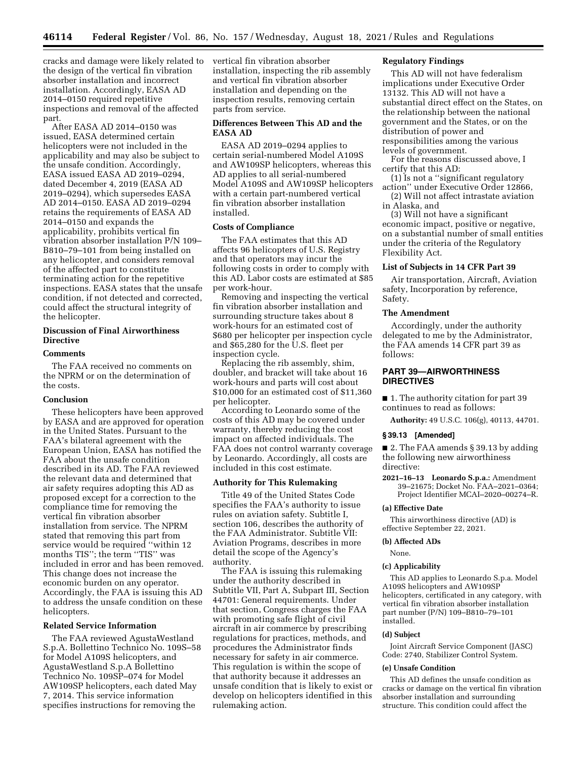cracks and damage were likely related to the design of the vertical fin vibration absorber installation and incorrect installation. Accordingly, EASA AD 2014–0150 required repetitive inspections and removal of the affected part.

After EASA AD 2014–0150 was issued, EASA determined certain helicopters were not included in the applicability and may also be subject to the unsafe condition. Accordingly, EASA issued EASA AD 2019–0294, dated December 4, 2019 (EASA AD 2019–0294), which supersedes EASA AD 2014–0150. EASA AD 2019–0294 retains the requirements of EASA AD 2014–0150 and expands the applicability, prohibits vertical fin vibration absorber installation P/N 109–B810–79–101 from being installed on any helicopter, and considers removal of the affected part to constitute terminating action for the repetitive inspections. EASA states that the unsafe condition, if not detected and corrected, could affect the structural integrity of the helicopter.

## Discussion of Final Airworthiness Directive

### Comments

The FAA received no comments on the NPRM or on the determination of the costs.

### Conclusion

These helicopters have been approved by EASA and are approved for operation in the United States. Pursuant to the FAA's bilateral agreement with the European Union, EASA has notified the FAA about the unsafe condition described in its AD. The FAA reviewed the relevant data and determined that air safety requires adopting this AD as proposed except for a correction to the compliance time for removing the vertical fin vibration absorber installation from service. The NPRM stated that removing this part from service would be required ''within 12 months TIS''; the term ''TIS'' was included in error and has been removed. This change does not increase the economic burden on any operator. Accordingly, the FAA is issuing this AD to address the unsafe condition on these helicopters.

### Related Service Information

The FAA reviewed AgustaWestland S.p.A. Bollettino Technico No. 109S–58 for Model A109S helicopters, and AgustaWestland S.p.A Bollettino Technico No. 109SP–074 for Model AW109SP helicopters, each dated May 7, 2014. This service information specifies instructions for removing the vertical fin vibration absorber installation, inspecting the rib assembly and vertical fin vibration absorber installation and depending on the inspection results, removing certain parts from service.

### Differences Between This AD and the EASA AD

EASA AD 2019–0294 applies to certain serial-numbered Model A109S and AW109SP helicopters, whereas this AD applies to all serial-numbered Model A109S and AW109SP helicopters with a certain part-numbered vertical fin vibration absorber installation installed.

### Costs of Compliance

The FAA estimates that this AD affects 96 helicopters of U.S. Registry and that operators may incur the following costs in order to comply with this AD. Labor costs are estimated at $85 per work-hour.

Removing and inspecting the vertical fin vibration absorber installation and surrounding structure takes about 8 work-hours for an estimated cost of $680 per helicopter per inspection cycle and $65,280 for the U.S. fleet per inspection cycle.

Replacing the rib assembly, shim, doubler, and bracket will take about 16 work-hours and parts will cost about $10,000 for an estimated cost of $11,360 per helicopter.

According to Leonardo some of the costs of this AD may be covered under warranty, thereby reducing the cost impact on affected individuals. The FAA does not control warranty coverage by Leonardo. Accordingly, all costs are included in this cost estimate.

### Authority for This Rulemaking

Title 49 of the United States Code specifies the FAA's authority to issue rules on aviation safety. Subtitle I, section 106, describes the authority of the FAA Administrator. Subtitle VII: Aviation Programs, describes in more detail the scope of the Agency's authority.

The FAA is issuing this rulemaking under the authority described in Subtitle VII, Part A, Subpart III, Section 44701: General requirements. Under that section, Congress charges the FAA with promoting safe flight of civil aircraft in air commerce by prescribing regulations for practices, methods, and procedures the Administrator finds necessary for safety in air commerce. This regulation is within the scope of that authority because it addresses an unsafe condition that is likely to exist or develop on helicopters identified in this rulemaking action.

### Regulatory Findings

This AD will not have federalism implications under Executive Order 13132. This AD will not have a substantial direct effect on the States, on the relationship between the national government and the States, or on the distribution of power and responsibilities among the various levels of government.

For the reasons discussed above, I certify that this AD:

(1) Is not a ''significant regulatory action'' under Executive Order 12866,

(2) Will not affect intrastate aviation in Alaska, and

(3) Will not have a significant economic impact, positive or negative, on a substantial number of small entities under the criteria of the Regulatory Flexibility Act.

### List of Subjects in 14 CFR Part 39

Air transportation, Aircraft, Aviation safety, Incorporation by reference, Safety.

### The Amendment

Accordingly, under the authority delegated to me by the Administrator, the FAA amends 14 CFR part 39 as follows:

## PART 39—AIRWORTHINESS DIRECTIVES

■ 1. The authority citation for part 39 continues to read as follows:

**Authority:** 49 U.S.C. 106(g), 40113, 44701.

### § 39.13 [Amended]

■ 2. The FAA amends § 39.13 by adding the following new airworthiness directive:

**2021–16–13 Leonardo S.p.a.:** Amendment 39–21675; Docket No. FAA–2021–0364; Project Identifier MCAI–2020–00274–R.

**(a) Effective Date**

This airworthiness directive (AD) is effective September 22, 2021.

**(b) Affected ADs**

None.

**(c) Applicability**

This AD applies to Leonardo S.p.a. Model A109S helicopters and AW109SP helicopters, certificated in any category, with vertical fin vibration absorber installation part number (P/N) 109–B810–79–101 installed.

**(d) Subject**

Joint Aircraft Service Component (JASC) Code: 2740, Stabilizer Control System.

**(e) Unsafe Condition**

This AD defines the unsafe condition as cracks or damage on the vertical fin vibration absorber installation and surrounding structure. This condition could affect the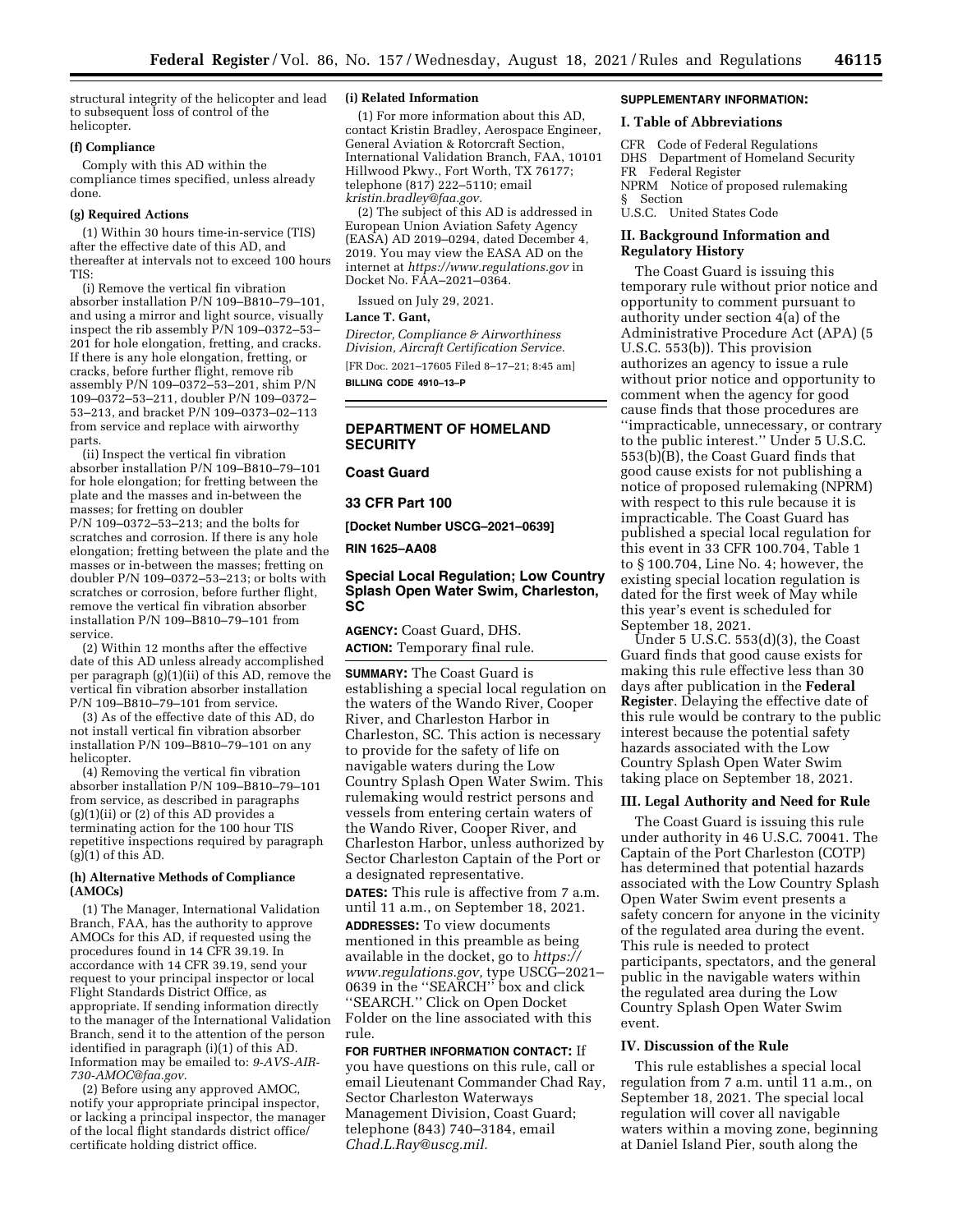structural integrity of the helicopter and lead to subsequent loss of control of the helicopter.

**(f) Compliance**

Comply with this AD within the compliance times specified, unless already done.

**(g) Required Actions**

(1) Within 30 hours time-in-service (TIS) after the effective date of this AD, and thereafter at intervals not to exceed 100 hours TIS:

(i) Remove the vertical fin vibration absorber installation P/N 109–B810–79–101, and using a mirror and light source, visually inspect the rib assembly P/N 109–0372–53–201 for hole elongation, fretting, and cracks. If there is any hole elongation, fretting, or cracks, before further flight, remove rib assembly P/N 109–0372–53–201, shim P/N 109–0372–53–211, doubler P/N 109–0372–53–213, and bracket P/N 109–0373–02–113 from service and replace with airworthy parts.

(ii) Inspect the vertical fin vibration absorber installation P/N 109–B810–79–101 for hole elongation; for fretting between the plate and the masses and in-between the masses; for fretting on doubler P/N 109–0372–53–213; and the bolts for scratches and corrosion. If there is any hole elongation; fretting between the plate and the masses or in-between the masses; fretting on doubler P/N 109–0372–53–213; or bolts with scratches or corrosion, before further flight, remove the vertical fin vibration absorber installation P/N 109–B810–79–101 from service.

(2) Within 12 months after the effective date of this AD unless already accomplished per paragraph (g)(1)(ii) of this AD, remove the vertical fin vibration absorber installation P/N 109–B810–79–101 from service.

(3) As of the effective date of this AD, do not install vertical fin vibration absorber installation P/N 109–B810–79–101 on any helicopter.

(4) Removing the vertical fin vibration absorber installation P/N 109–B810–79–101 from service, as described in paragraphs (g)(1)(ii) or (2) of this AD provides a terminating action for the 100 hour TIS repetitive inspections required by paragraph (g)(1) of this AD.

**(h) Alternative Methods of Compliance (AMOCs)**

(1) The Manager, International Validation Branch, FAA, has the authority to approve AMOCs for this AD, if requested using the procedures found in 14 CFR 39.19. In accordance with 14 CFR 39.19, send your request to your principal inspector or local Flight Standards District Office, as appropriate. If sending information directly to the manager of the International Validation Branch, send it to the attention of the person identified in paragraph (i)(1) of this AD. Information may be emailed to: *9-AVS-AIR-730-AMOC@faa.gov.*

(2) Before using any approved AMOC, notify your appropriate principal inspector, or lacking a principal inspector, the manager of the local flight standards district office/certificate holding district office.

**(i) Related Information**

(1) For more information about this AD, contact Kristin Bradley, Aerospace Engineer, General Aviation & Rotorcraft Section, International Validation Branch, FAA, 10101 Hillwood Pkwy., Fort Worth, TX 76177; telephone (817) 222–5110; email *kristin.bradley@faa.gov.*

(2) The subject of this AD is addressed in European Union Aviation Safety Agency (EASA) AD 2019–0294, dated December 4, 2019. You may view the EASA AD on the internet at *https://www.regulations.gov* in Docket No. FAA–2021–0364.

Issued on July 29, 2021.

**Lance T. Gant,**

*Director, Compliance & Airworthiness Division, Aircraft Certification Service.*

[FR Doc. 2021–17605 Filed 8–17–21; 8:45 am]

**BILLING CODE 4910–13–P**

---

## DEPARTMENT OF HOMELAND SECURITY

### Coast Guard

### 33 CFR Part 100

**[Docket Number USCG–2021–0639]**

**RIN 1625–AA08**

### Special Local Regulation; Low Country Splash Open Water Swim, Charleston, SC

**AGENCY:** Coast Guard, DHS.

**ACTION:** Temporary final rule.

**SUMMARY:** The Coast Guard is establishing a special local regulation on the waters of the Wando River, Cooper River, and Charleston Harbor in Charleston, SC. This action is necessary to provide for the safety of life on navigable waters during the Low Country Splash Open Water Swim. This rulemaking would restrict persons and vessels from entering certain waters of the Wando River, Cooper River, and Charleston Harbor, unless authorized by Sector Charleston Captain of the Port or a designated representative.

**DATES:** This rule is affective from 7 a.m. until 11 a.m., on September 18, 2021.

**ADDRESSES:** To view documents mentioned in this preamble as being available in the docket, go to *https://www.regulations.gov,* type USCG–2021–0639 in the ''SEARCH'' box and click ''SEARCH.'' Click on Open Docket Folder on the line associated with this rule.

**FOR FURTHER INFORMATION CONTACT:** If you have questions on this rule, call or email Lieutenant Commander Chad Ray, Sector Charleston Waterways Management Division, Coast Guard; telephone (843) 740–3184, email *Chad.L.Ray@uscg.mil.*

**SUPPLEMENTARY INFORMATION:**

#### I. Table of Abbreviations

CFR Code of Federal Regulations
DHS Department of Homeland Security
FR Federal Register
NPRM Notice of proposed rulemaking
§ Section
U.S.C. United States Code

#### II. Background Information and Regulatory History

The Coast Guard is issuing this temporary rule without prior notice and opportunity to comment pursuant to authority under section 4(a) of the Administrative Procedure Act (APA) (5 U.S.C. 553(b)). This provision authorizes an agency to issue a rule without prior notice and opportunity to comment when the agency for good cause finds that those procedures are ''impracticable, unnecessary, or contrary to the public interest.'' Under 5 U.S.C. 553(b)(B), the Coast Guard finds that good cause exists for not publishing a notice of proposed rulemaking (NPRM) with respect to this rule because it is impracticable. The Coast Guard has published a special local regulation for this event in 33 CFR 100.704, Table 1 to § 100.704, Line No. 4; however, the existing special location regulation is dated for the first week of May while this year's event is scheduled for September 18, 2021.

Under 5 U.S.C. 553(d)(3), the Coast Guard finds that good cause exists for making this rule effective less than 30 days after publication in the **Federal Register**. Delaying the effective date of this rule would be contrary to the public interest because the potential safety hazards associated with the Low Country Splash Open Water Swim taking place on September 18, 2021.

#### III. Legal Authority and Need for Rule

The Coast Guard is issuing this rule under authority in 46 U.S.C. 70041. The Captain of the Port Charleston (COTP) has determined that potential hazards associated with the Low Country Splash Open Water Swim event presents a safety concern for anyone in the vicinity of the regulated area during the event. This rule is needed to protect participants, spectators, and the general public in the navigable waters within the regulated area during the Low Country Splash Open Water Swim event.

#### IV. Discussion of the Rule

This rule establishes a special local regulation from 7 a.m. until 11 a.m., on September 18, 2021. The special local regulation will cover all navigable waters within a moving zone, beginning at Daniel Island Pier, south along the